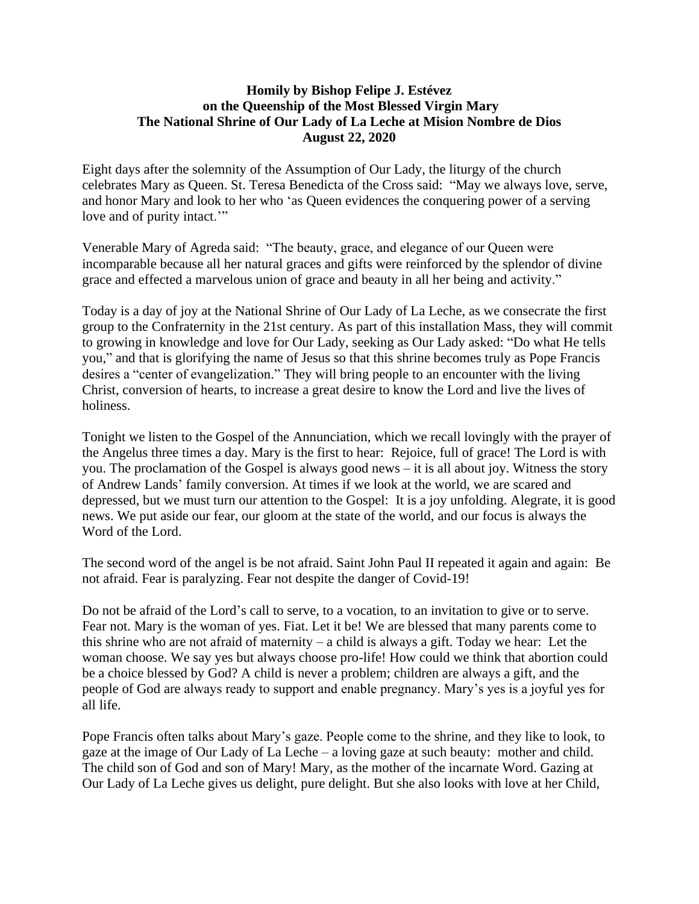**Homily by Bishop Felipe J. Estévez**
**on the Queenship of the Most Blessed Virgin Mary**
**The National Shrine of Our Lady of La Leche at Mision Nombre de Dios**
**August 22, 2020**

Eight days after the solemnity of the Assumption of Our Lady, the liturgy of the church celebrates Mary as Queen. St. Teresa Benedicta of the Cross said: "May we always love, serve, and honor Mary and look to her who 'as Queen evidences the conquering power of a serving love and of purity intact.'"

Venerable Mary of Agreda said: "The beauty, grace, and elegance of our Queen were incomparable because all her natural graces and gifts were reinforced by the splendor of divine grace and effected a marvelous union of grace and beauty in all her being and activity."

Today is a day of joy at the National Shrine of Our Lady of La Leche, as we consecrate the first group to the Confraternity in the 21st century. As part of this installation Mass, they will commit to growing in knowledge and love for Our Lady, seeking as Our Lady asked: "Do what He tells you," and that is glorifying the name of Jesus so that this shrine becomes truly as Pope Francis desires a "center of evangelization." They will bring people to an encounter with the living Christ, conversion of hearts, to increase a great desire to know the Lord and live the lives of holiness.

Tonight we listen to the Gospel of the Annunciation, which we recall lovingly with the prayer of the Angelus three times a day. Mary is the first to hear: Rejoice, full of grace! The Lord is with you. The proclamation of the Gospel is always good news – it is all about joy. Witness the story of Andrew Lands' family conversion. At times if we look at the world, we are scared and depressed, but we must turn our attention to the Gospel: It is a joy unfolding. Alegrate, it is good news. We put aside our fear, our gloom at the state of the world, and our focus is always the Word of the Lord.

The second word of the angel is be not afraid. Saint John Paul II repeated it again and again: Be not afraid. Fear is paralyzing. Fear not despite the danger of Covid-19!

Do not be afraid of the Lord's call to serve, to a vocation, to an invitation to give or to serve. Fear not. Mary is the woman of yes. Fiat. Let it be! We are blessed that many parents come to this shrine who are not afraid of maternity – a child is always a gift. Today we hear: Let the woman choose. We say yes but always choose pro-life! How could we think that abortion could be a choice blessed by God? A child is never a problem; children are always a gift, and the people of God are always ready to support and enable pregnancy. Mary's yes is a joyful yes for all life.

Pope Francis often talks about Mary's gaze. People come to the shrine, and they like to look, to gaze at the image of Our Lady of La Leche – a loving gaze at such beauty: mother and child. The child son of God and son of Mary! Mary, as the mother of the incarnate Word. Gazing at Our Lady of La Leche gives us delight, pure delight. But she also looks with love at her Child,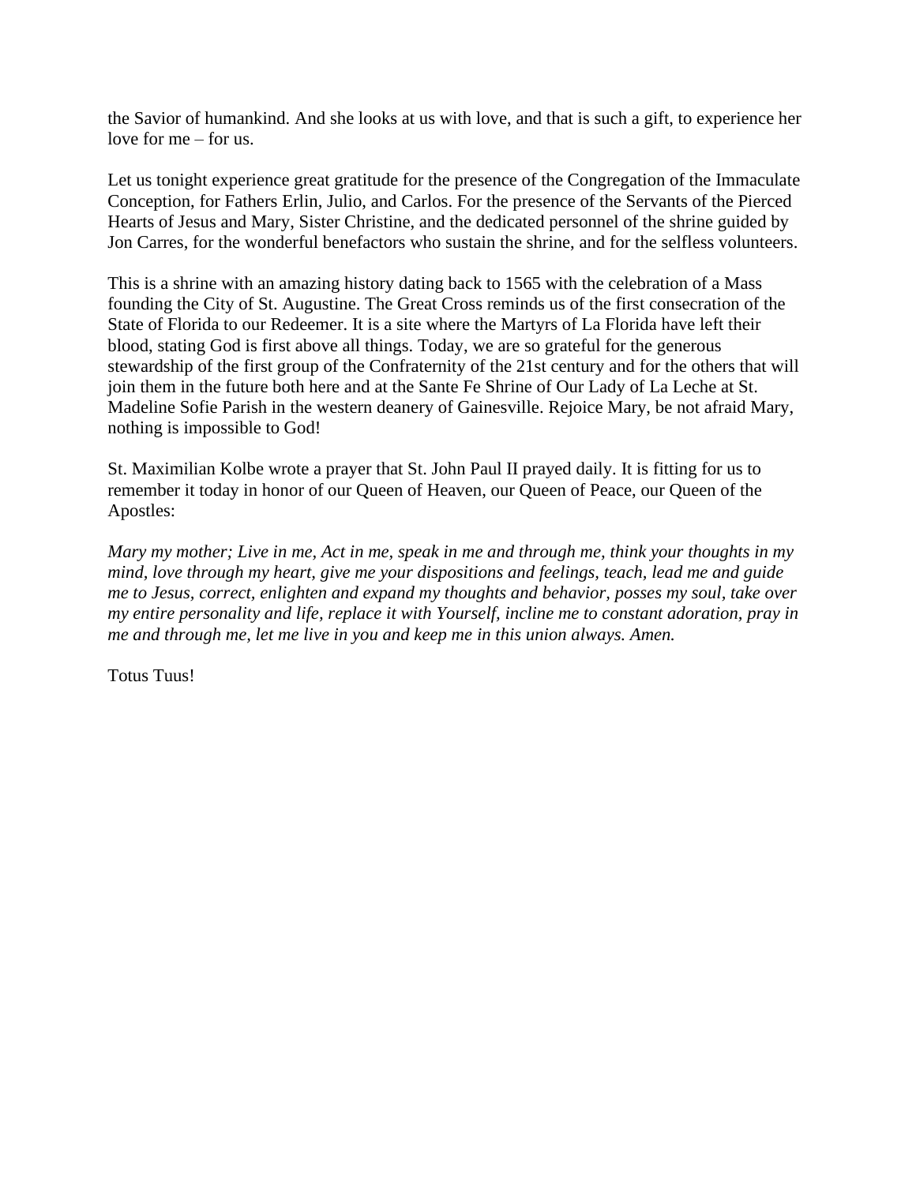the Savior of humankind. And she looks at us with love, and that is such a gift, to experience her love for me – for us.

Let us tonight experience great gratitude for the presence of the Congregation of the Immaculate Conception, for Fathers Erlin, Julio, and Carlos. For the presence of the Servants of the Pierced Hearts of Jesus and Mary, Sister Christine, and the dedicated personnel of the shrine guided by Jon Carres, for the wonderful benefactors who sustain the shrine, and for the selfless volunteers.

This is a shrine with an amazing history dating back to 1565 with the celebration of a Mass founding the City of St. Augustine. The Great Cross reminds us of the first consecration of the State of Florida to our Redeemer. It is a site where the Martyrs of La Florida have left their blood, stating God is first above all things. Today, we are so grateful for the generous stewardship of the first group of the Confraternity of the 21st century and for the others that will join them in the future both here and at the Sante Fe Shrine of Our Lady of La Leche at St. Madeline Sofie Parish in the western deanery of Gainesville. Rejoice Mary, be not afraid Mary, nothing is impossible to God!

St. Maximilian Kolbe wrote a prayer that St. John Paul II prayed daily. It is fitting for us to remember it today in honor of our Queen of Heaven, our Queen of Peace, our Queen of the Apostles:

*Mary my mother; Live in me, Act in me, speak in me and through me, think your thoughts in my mind, love through my heart, give me your dispositions and feelings, teach, lead me and guide me to Jesus, correct, enlighten and expand my thoughts and behavior, posses my soul, take over my entire personality and life, replace it with Yourself, incline me to constant adoration, pray in me and through me, let me live in you and keep me in this union always. Amen.*

Totus Tuus!